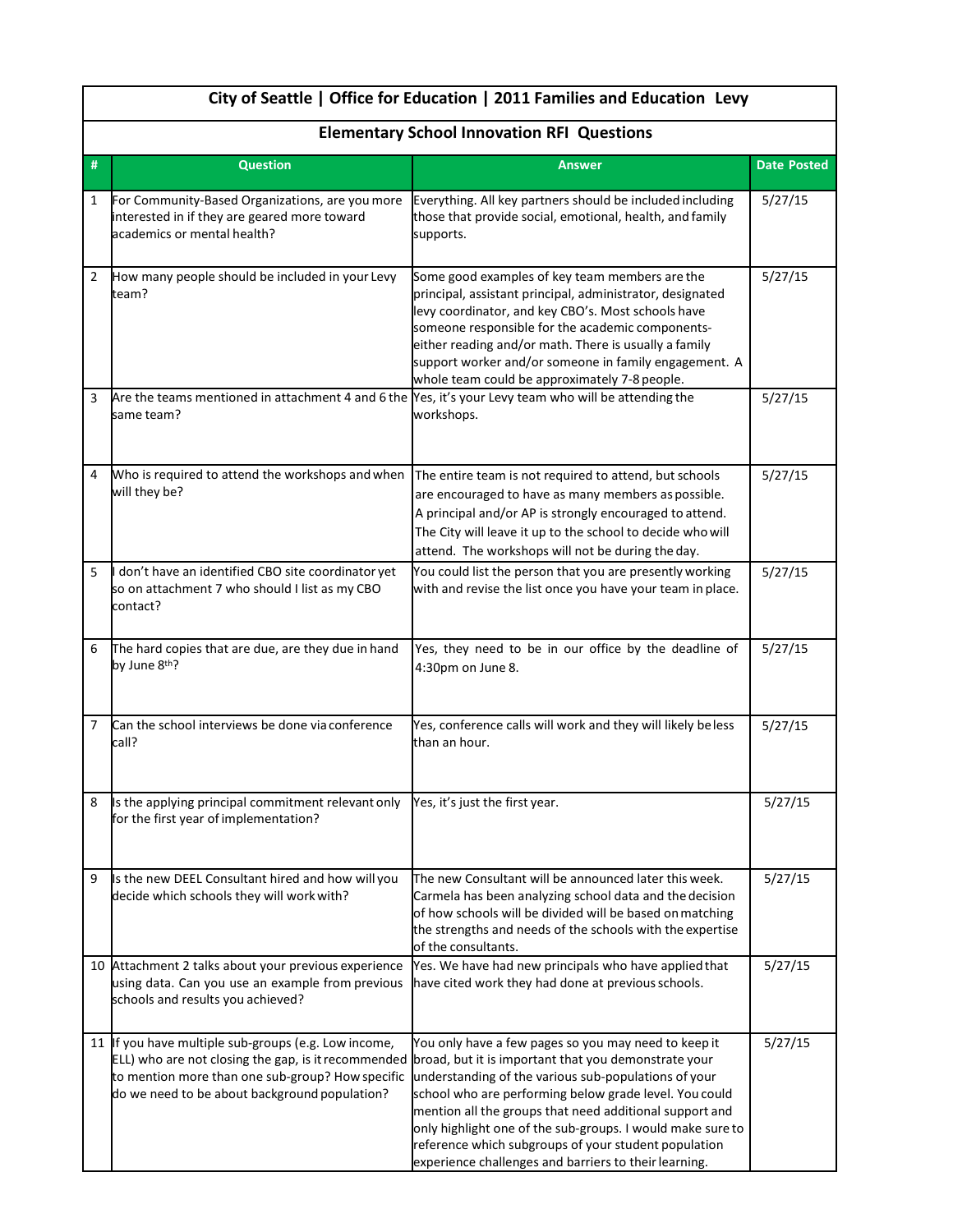## City of Seattle | Office for Education | 2011 Families and Education Levy

### Elementary School Innovation RFI Questions

| # | Question | Answer | Date Posted |
|---|---|---|---|
| 1 | For Community-Based Organizations, are you more interested in if they are geared more toward academics or mental health? | Everything. All key partners should be included including those that provide social, emotional, health, and family supports. | 5/27/15 |
| 2 | How many people should be included in your Levy team? | Some good examples of key team members are the principal, assistant principal, administrator, designated levy coordinator, and key CBO's. Most schools have someone responsible for the academic components-either reading and/or math. There is usually a family support worker and/or someone in family engagement. A whole team could be approximately 7-8 people. | 5/27/15 |
| 3 | Are the teams mentioned in attachment 4 and 6 the same team? | Yes, it's your Levy team who will be attending the workshops. | 5/27/15 |
| 4 | Who is required to attend the workshops and when will they be? | The entire team is not required to attend, but schools are encouraged to have as many members as possible. A principal and/or AP is strongly encouraged to attend. The City will leave it up to the school to decide who will attend. The workshops will not be during the day. | 5/27/15 |
| 5 | I don't have an identified CBO site coordinator yet so on attachment 7 who should I list as my CBO contact? | You could list the person that you are presently working with and revise the list once you have your team in place. | 5/27/15 |
| 6 | The hard copies that are due, are they due in hand by June 8th? | Yes, they need to be in our office by the deadline of 4:30pm on June 8. | 5/27/15 |
| 7 | Can the school interviews be done via conference call? | Yes, conference calls will work and they will likely be less than an hour. | 5/27/15 |
| 8 | Is the applying principal commitment relevant only for the first year of implementation? | Yes, it's just the first year. | 5/27/15 |
| 9 | Is the new DEEL Consultant hired and how will you decide which schools they will work with? | The new Consultant will be announced later this week. Carmela has been analyzing school data and the decision of how schools will be divided will be based on matching the strengths and needs of the schools with the expertise of the consultants. | 5/27/15 |
| 10 | Attachment 2 talks about your previous experience using data. Can you use an example from previous schools and results you achieved? | Yes. We have had new principals who have applied that have cited work they had done at previous schools. | 5/27/15 |
| 11 | If you have multiple sub-groups (e.g. Low income, ELL) who are not closing the gap, is it recommended to mention more than one sub-group? How specific do we need to be about background population? | You only have a few pages so you may need to keep it broad, but it is important that you demonstrate your understanding of the various sub-populations of your school who are performing below grade level. You could mention all the groups that need additional support and only highlight one of the sub-groups. I would make sure to reference which subgroups of your student population experience challenges and barriers to their learning. | 5/27/15 |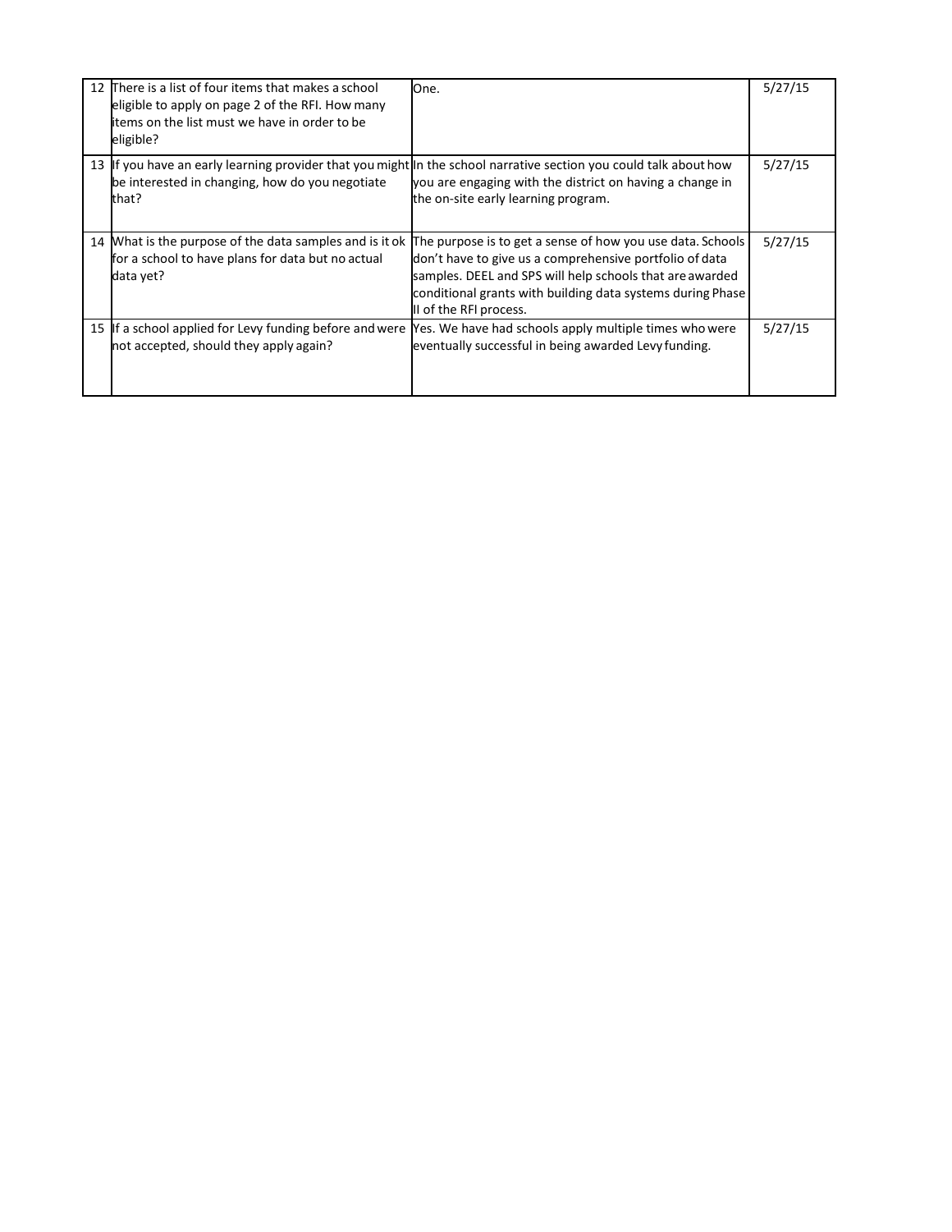| | | | |
|---|---|---|---|
| 12 | There is a list of four items that makes a school eligible to apply on page 2 of the RFI. How many items on the list must we have in order to be eligible? | One. | 5/27/15 |
| 13 | If you have an early learning provider that you might be interested in changing, how do you negotiate that? | In the school narrative section you could talk about how you are engaging with the district on having a change in the on-site early learning program. | 5/27/15 |
| 14 | What is the purpose of the data samples and is it ok for a school to have plans for data but no actual data yet? | The purpose is to get a sense of how you use data. Schools don't have to give us a comprehensive portfolio of data samples. DEEL and SPS will help schools that are awarded conditional grants with building data systems during Phase II of the RFI process. | 5/27/15 |
| 15 | If a school applied for Levy funding before and were not accepted, should they apply again? | Yes. We have had schools apply multiple times who were eventually successful in being awarded Levy funding. | 5/27/15 |